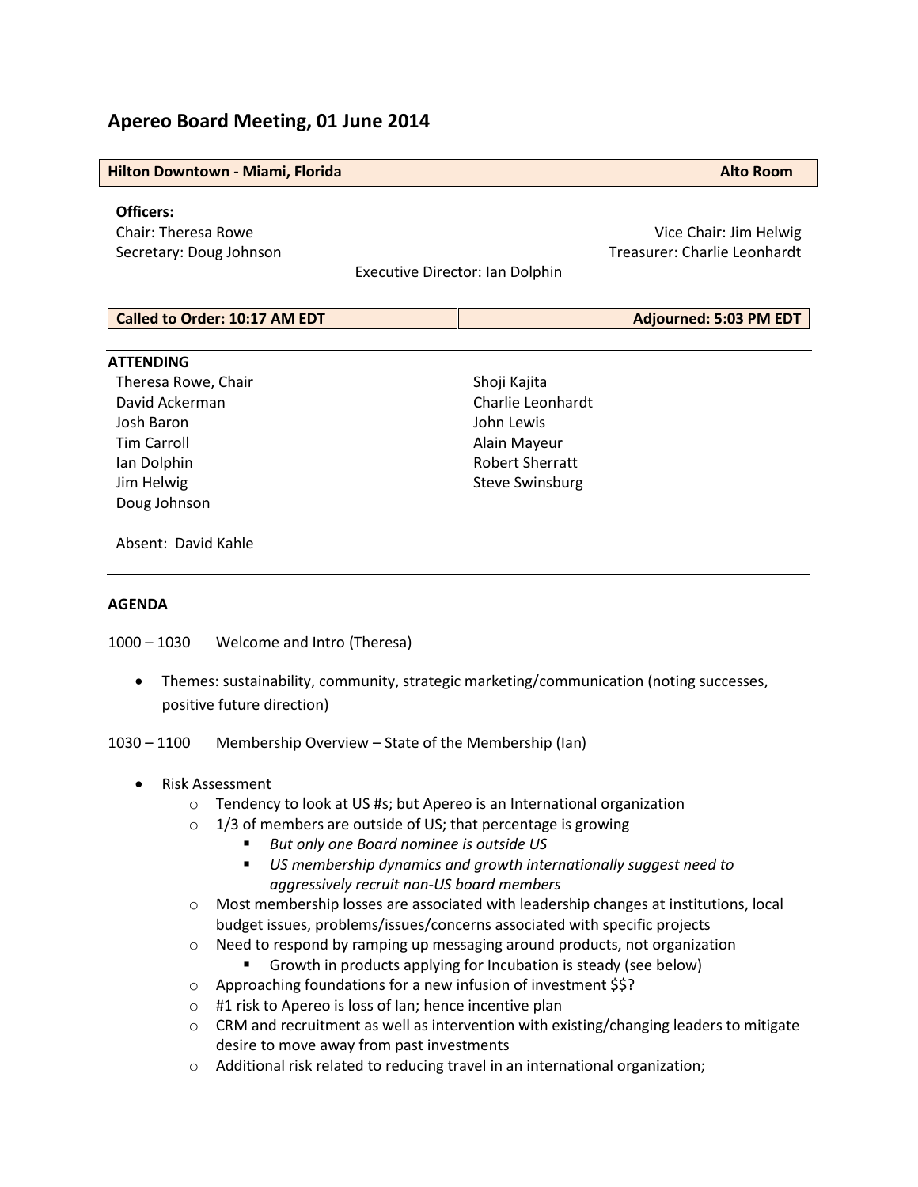# Apereo Board Meeting, 01 June 2014

| | |
|---|---|
| **Hilton Downtown - Miami, Florida** | **Alto Room** |

**Officers:**

Chair: Theresa Rowe
Vice Chair: Jim Helwig
Secretary: Doug Johnson
Treasurer: Charlie Leonhardt
Executive Director: Ian Dolphin

| | |
|---|---|
| **Called to Order: 10:17 AM EDT** | **Adjourned: 5:03 PM EDT** |

---

**ATTENDING**

Theresa Rowe, Chair
David Ackerman
Josh Baron
Tim Carroll
Ian Dolphin
Jim Helwig
Doug Johnson
Shoji Kajita
Charlie Leonhardt
John Lewis
Alain Mayeur
Robert Sherratt
Steve Swinsburg

Absent: David Kahle

---

**AGENDA**

1000 – 1030 Welcome and Intro (Theresa)

- Themes: sustainability, community, strategic marketing/communication (noting successes, positive future direction)

1030 – 1100 Membership Overview – State of the Membership (Ian)

- Risk Assessment
  - Tendency to look at US #s; but Apereo is an International organization
  - 1/3 of members are outside of US; that percentage is growing
    - *But only one Board nominee is outside US*
    - *US membership dynamics and growth internationally suggest need to aggressively recruit non-US board members*
  - Most membership losses are associated with leadership changes at institutions, local budget issues, problems/issues/concerns associated with specific projects
  - Need to respond by ramping up messaging around products, not organization
    - Growth in products applying for Incubation is steady (see below)
  - Approaching foundations for a new infusion of investment $$?
  - #1 risk to Apereo is loss of Ian; hence incentive plan
  - CRM and recruitment as well as intervention with existing/changing leaders to mitigate desire to move away from past investments
  - Additional risk related to reducing travel in an international organization;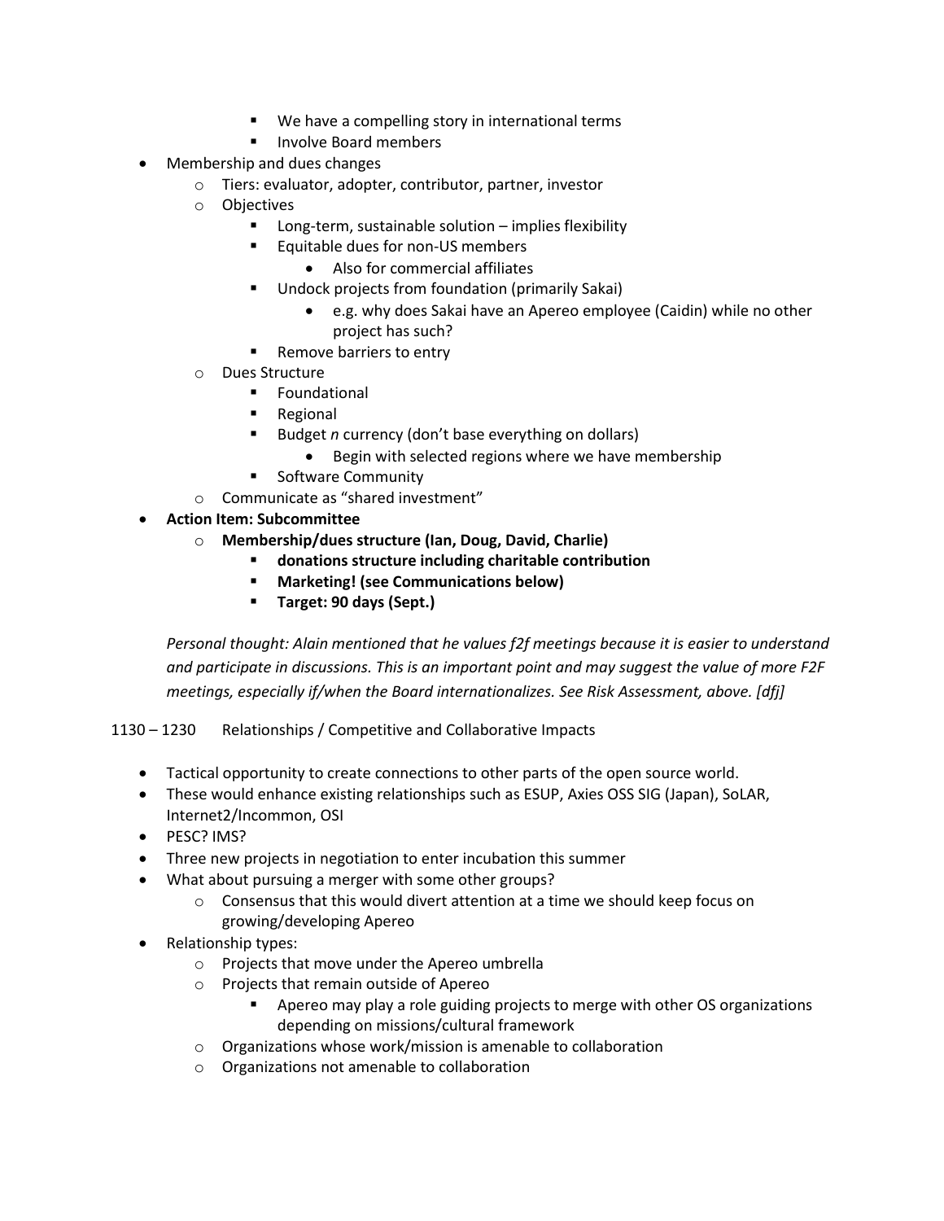- We have a compelling story in international terms
    - Involve Board members
- Membership and dues changes
  - Tiers: evaluator, adopter, contributor, partner, investor
  - Objectives
    - Long-term, sustainable solution – implies flexibility
    - Equitable dues for non-US members
      - Also for commercial affiliates
    - Undock projects from foundation (primarily Sakai)
      - e.g. why does Sakai have an Apereo employee (Caidin) while no other project has such?
    - Remove barriers to entry
  - Dues Structure
    - Foundational
    - Regional
    - Budget *n* currency (don't base everything on dollars)
      - Begin with selected regions where we have membership
    - Software Community
  - Communicate as "shared investment"
- **Action Item: Subcommittee**
  - **Membership/dues structure (Ian, Doug, David, Charlie)**
    - **donations structure including charitable contribution**
    - **Marketing! (see Communications below)**
    - **Target: 90 days (Sept.)**

*Personal thought: Alain mentioned that he values f2f meetings because it is easier to understand and participate in discussions. This is an important point and may suggest the value of more F2F meetings, especially if/when the Board internationalizes. See Risk Assessment, above. [dfj]*

1130 – 1230 Relationships / Competitive and Collaborative Impacts

- Tactical opportunity to create connections to other parts of the open source world.
- These would enhance existing relationships such as ESUP, Axies OSS SIG (Japan), SoLAR, Internet2/Incommon, OSI
- PESC? IMS?
- Three new projects in negotiation to enter incubation this summer
- What about pursuing a merger with some other groups?
  - Consensus that this would divert attention at a time we should keep focus on growing/developing Apereo
- Relationship types:
  - Projects that move under the Apereo umbrella
  - Projects that remain outside of Apereo
    - Apereo may play a role guiding projects to merge with other OS organizations depending on missions/cultural framework
  - Organizations whose work/mission is amenable to collaboration
  - Organizations not amenable to collaboration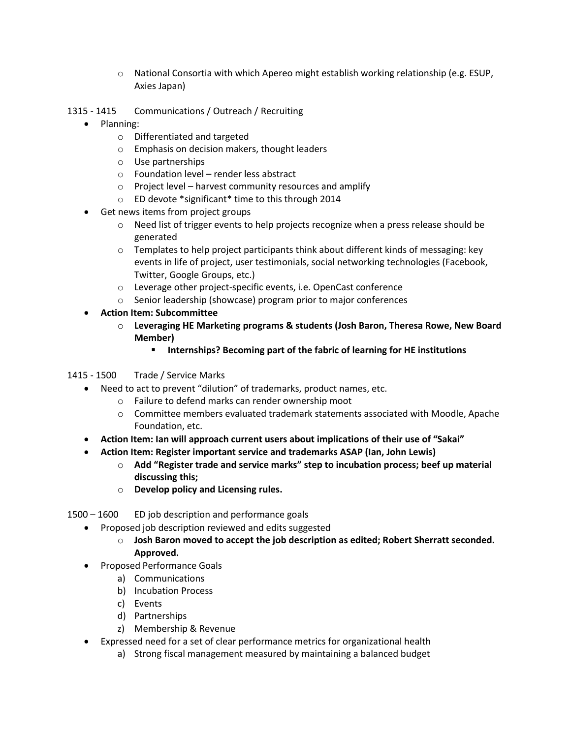- National Consortia with which Apereo might establish working relationship (e.g. ESUP, Axies Japan)

1315 - 1415 Communications / Outreach / Recruiting

- Planning:
  - Differentiated and targeted
  - Emphasis on decision makers, thought leaders
  - Use partnerships
  - Foundation level – render less abstract
  - Project level – harvest community resources and amplify
  - ED devote *significant* time to this through 2014
- Get news items from project groups
  - Need list of trigger events to help projects recognize when a press release should be generated
  - Templates to help project participants think about different kinds of messaging: key events in life of project, user testimonials, social networking technologies (Facebook, Twitter, Google Groups, etc.)
  - Leverage other project-specific events, i.e. OpenCast conference
  - Senior leadership (showcase) program prior to major conferences
- **Action Item: Subcommittee**
  - **Leveraging HE Marketing programs & students (Josh Baron, Theresa Rowe, New Board Member)**
    - **Internships? Becoming part of the fabric of learning for HE institutions**

1415 - 1500 Trade / Service Marks

- Need to act to prevent "dilution" of trademarks, product names, etc.
  - Failure to defend marks can render ownership moot
  - Committee members evaluated trademark statements associated with Moodle, Apache Foundation, etc.
- **Action Item: Ian will approach current users about implications of their use of "Sakai"**
- **Action Item: Register important service and trademarks ASAP (Ian, John Lewis)**
  - **Add "Register trade and service marks" step to incubation process; beef up material discussing this;**
  - **Develop policy and Licensing rules.**

1500 – 1600 ED job description and performance goals

- Proposed job description reviewed and edits suggested
  - **Josh Baron moved to accept the job description as edited; Robert Sherratt seconded. Approved.**
- Proposed Performance Goals
  a) Communications
  b) Incubation Process
  c) Events
  d) Partnerships
  z) Membership & Revenue
- Expressed need for a set of clear performance metrics for organizational health
  a) Strong fiscal management measured by maintaining a balanced budget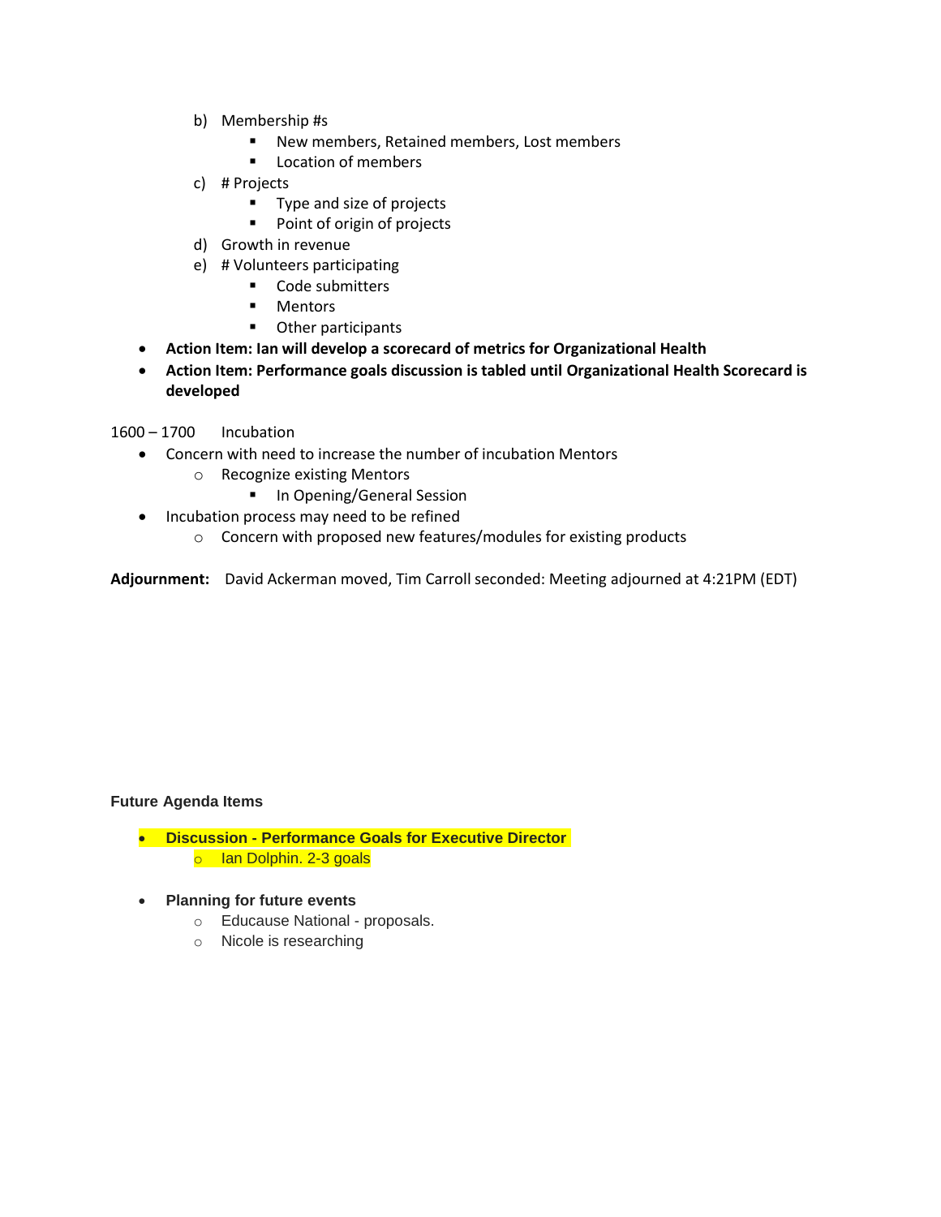b) Membership #s
   - New members, Retained members, Lost members
   - Location of members

c) # Projects
   - Type and size of projects
   - Point of origin of projects

d) Growth in revenue

e) # Volunteers participating
   - Code submitters
   - Mentors
   - Other participants

- **Action Item: Ian will develop a scorecard of metrics for Organizational Health**
- **Action Item: Performance goals discussion is tabled until Organizational Health Scorecard is developed**

1600 – 1700 Incubation

- Concern with need to increase the number of incubation Mentors
  - Recognize existing Mentors
    - In Opening/General Session
- Incubation process may need to be refined
  - Concern with proposed new features/modules for existing products

**Adjournment:** David Ackerman moved, Tim Carroll seconded: Meeting adjourned at 4:21PM (EDT)

**Future Agenda Items**

- **Discussion - Performance Goals for Executive Director**
  - Ian Dolphin. 2-3 goals

- **Planning for future events**
  - Educause National - proposals.
  - Nicole is researching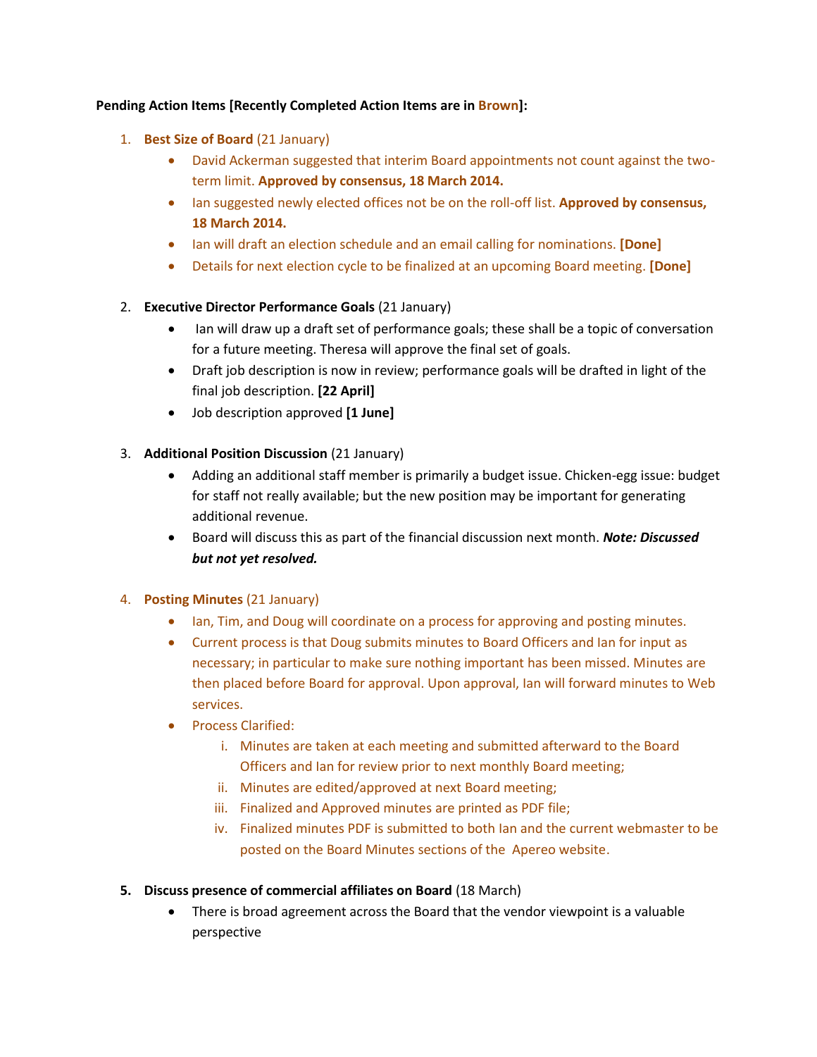**Pending Action Items [Recently Completed Action Items are in Brown]:**

1. **Best Size of Board** (21 January)
    - David Ackerman suggested that interim Board appointments not count against the two-term limit. **Approved by consensus, 18 March 2014.**
    - Ian suggested newly elected offices not be on the roll-off list. **Approved by consensus, 18 March 2014.**
    - Ian will draft an election schedule and an email calling for nominations. **[Done]**
    - Details for next election cycle to be finalized at an upcoming Board meeting. **[Done]**

2. **Executive Director Performance Goals** (21 January)
    - Ian will draw up a draft set of performance goals; these shall be a topic of conversation for a future meeting. Theresa will approve the final set of goals.
    - Draft job description is now in review; performance goals will be drafted in light of the final job description. **[22 April]**
    - Job description approved **[1 June]**

3. **Additional Position Discussion** (21 January)
    - Adding an additional staff member is primarily a budget issue. Chicken-egg issue: budget for staff not really available; but the new position may be important for generating additional revenue.
    - Board will discuss this as part of the financial discussion next month. ***Note: Discussed but not yet resolved.***

4. **Posting Minutes** (21 January)
    - Ian, Tim, and Doug will coordinate on a process for approving and posting minutes.
    - Current process is that Doug submits minutes to Board Officers and Ian for input as necessary; in particular to make sure nothing important has been missed. Minutes are then placed before Board for approval. Upon approval, Ian will forward minutes to Web services.
    - Process Clarified:
        i. Minutes are taken at each meeting and submitted afterward to the Board Officers and Ian for review prior to next monthly Board meeting;
        ii. Minutes are edited/approved at next Board meeting;
        iii. Finalized and Approved minutes are printed as PDF file;
        iv. Finalized minutes PDF is submitted to both Ian and the current webmaster to be posted on the Board Minutes sections of the Apereo website.

5. **Discuss presence of commercial affiliates on Board** (18 March)
    - There is broad agreement across the Board that the vendor viewpoint is a valuable perspective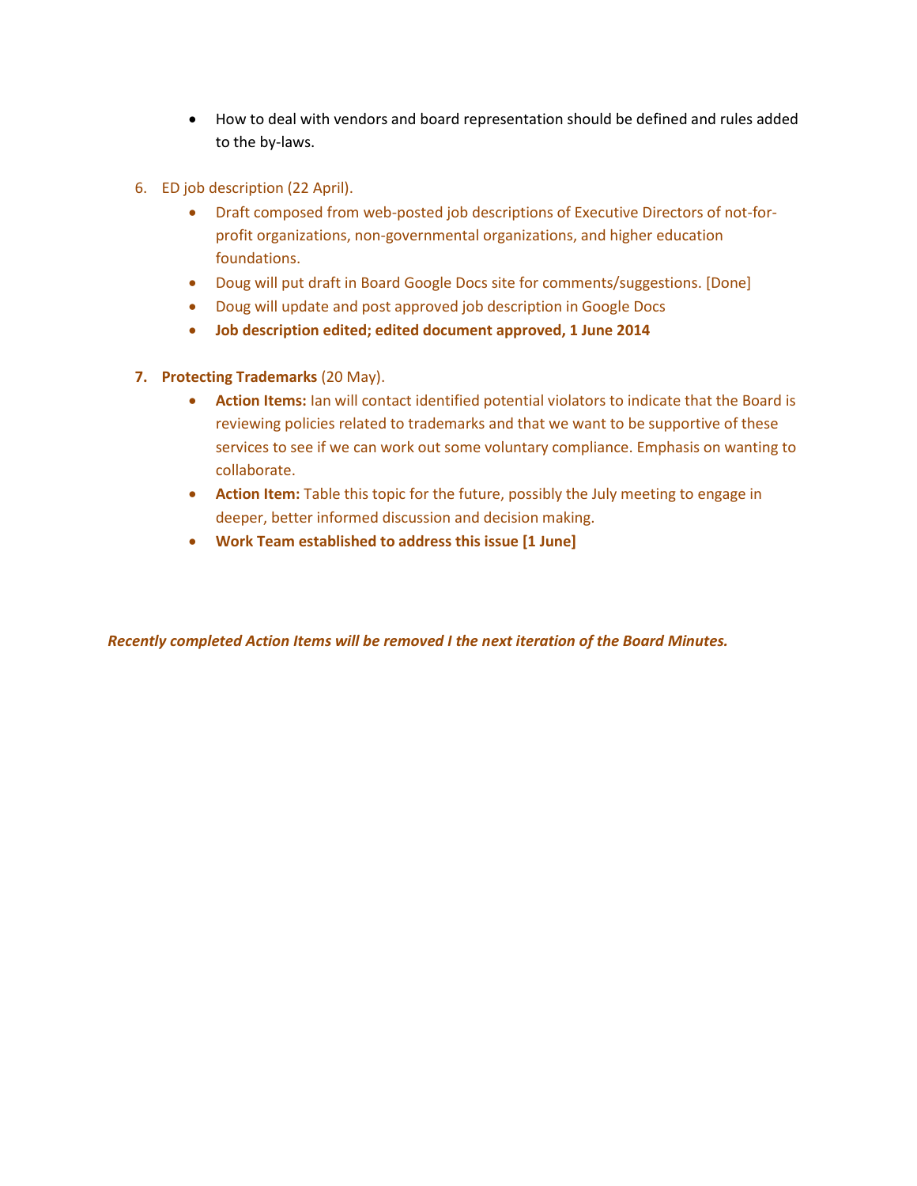- How to deal with vendors and board representation should be defined and rules added to the by-laws.

6. ED job description (22 April).
    - Draft composed from web-posted job descriptions of Executive Directors of not-for-profit organizations, non-governmental organizations, and higher education foundations.
    - Doug will put draft in Board Google Docs site for comments/suggestions. [Done]
    - Doug will update and post approved job description in Google Docs
    - **Job description edited; edited document approved, 1 June 2014**

7. **Protecting Trademarks** (20 May).
    - **Action Items:** Ian will contact identified potential violators to indicate that the Board is reviewing policies related to trademarks and that we want to be supportive of these services to see if we can work out some voluntary compliance. Emphasis on wanting to collaborate.
    - **Action Item:** Table this topic for the future, possibly the July meeting to engage in deeper, better informed discussion and decision making.
    - **Work Team established to address this issue [1 June]**

***Recently completed Action Items will be removed I the next iteration of the Board Minutes.***